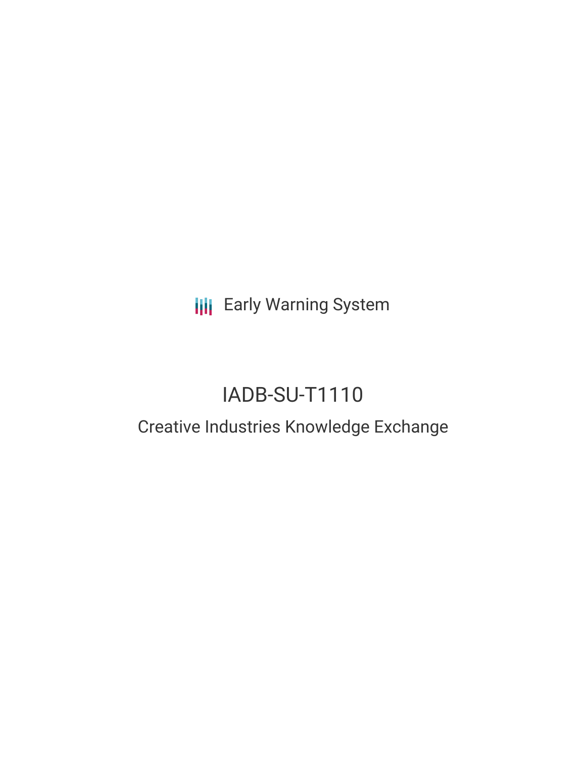Early Warning System

# IADB-SU-T1110

## Creative Industries Knowledge Exchange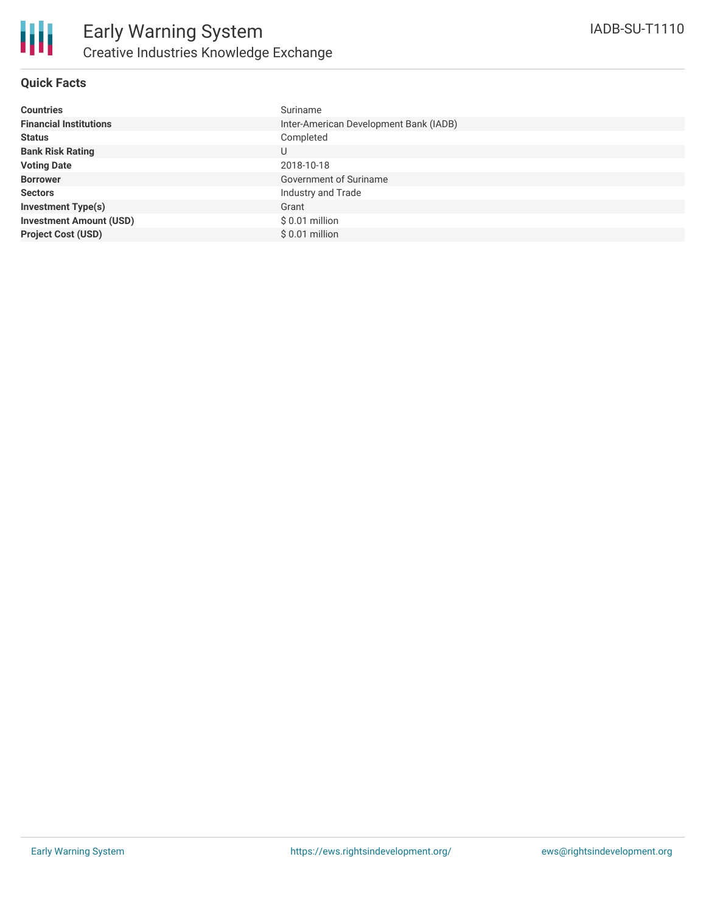# Early Warning System

## Creative Industries Knowledge Exchange

IADB-SU-T1110

### Quick Facts

| | |
|---|---|
| **Countries** | Suriname |
| **Financial Institutions** | Inter-American Development Bank (IADB) |
| **Status** | Completed |
| **Bank Risk Rating** | U |
| **Voting Date** | 2018-10-18 |
| **Borrower** | Government of Suriname |
| **Sectors** | Industry and Trade |
| **Investment Type(s)** | Grant |
| **Investment Amount (USD)** | $ 0.01 million |
| **Project Cost (USD)** | $ 0.01 million |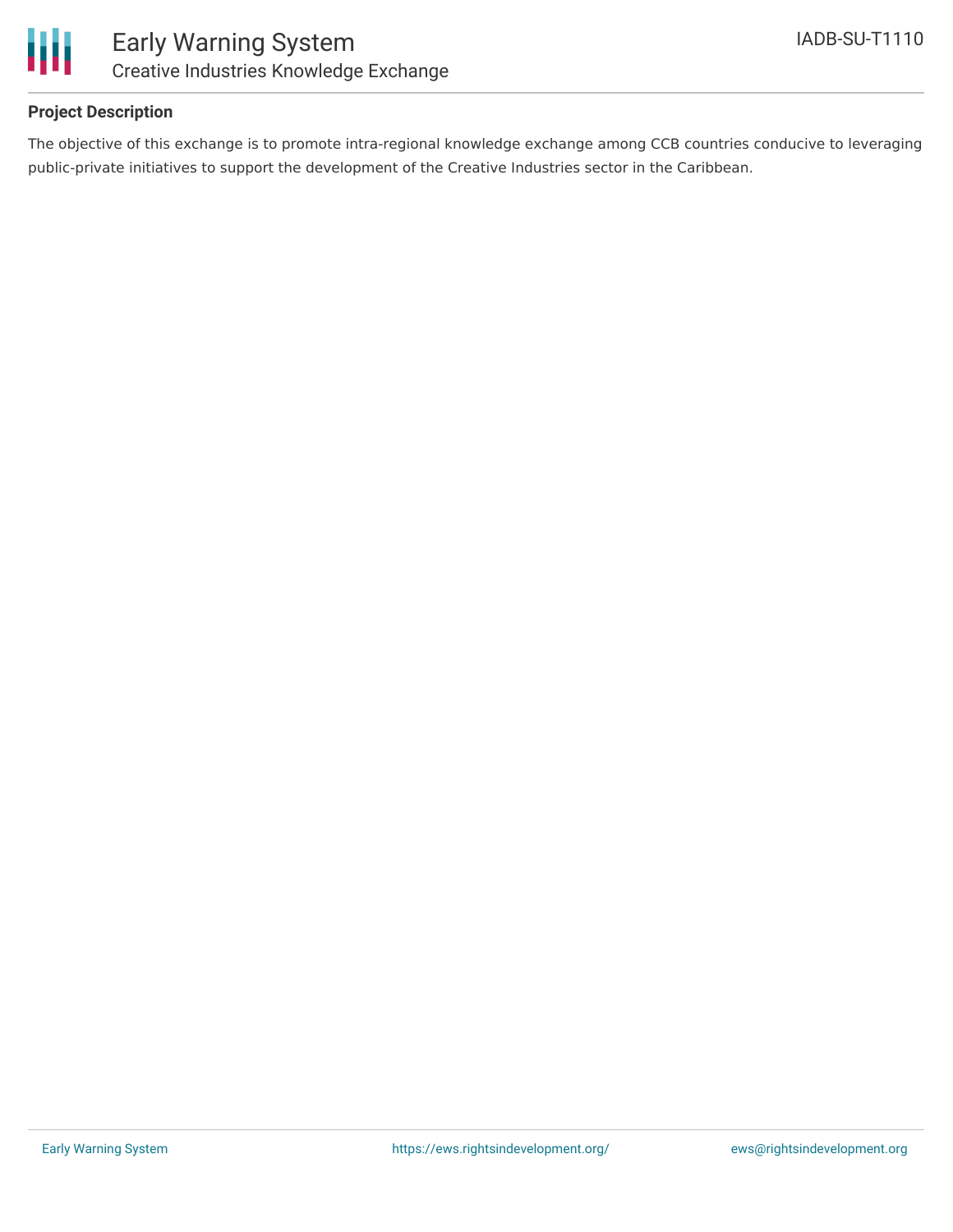## Project Description

The objective of this exchange is to promote intra-regional knowledge exchange among CCB countries conducive to leveraging public-private initiatives to support the development of the Creative Industries sector in the Caribbean.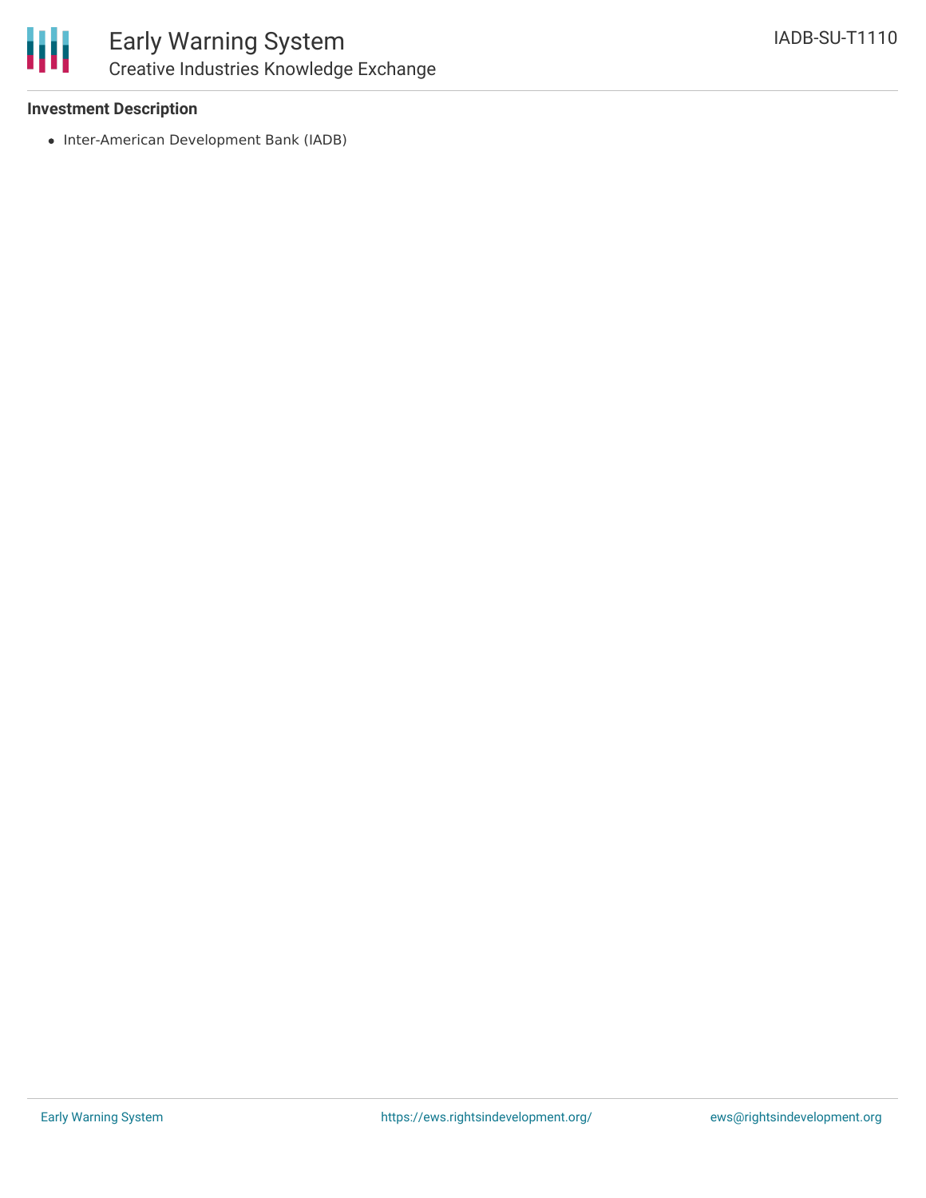### Investment Description

- Inter-American Development Bank (IADB)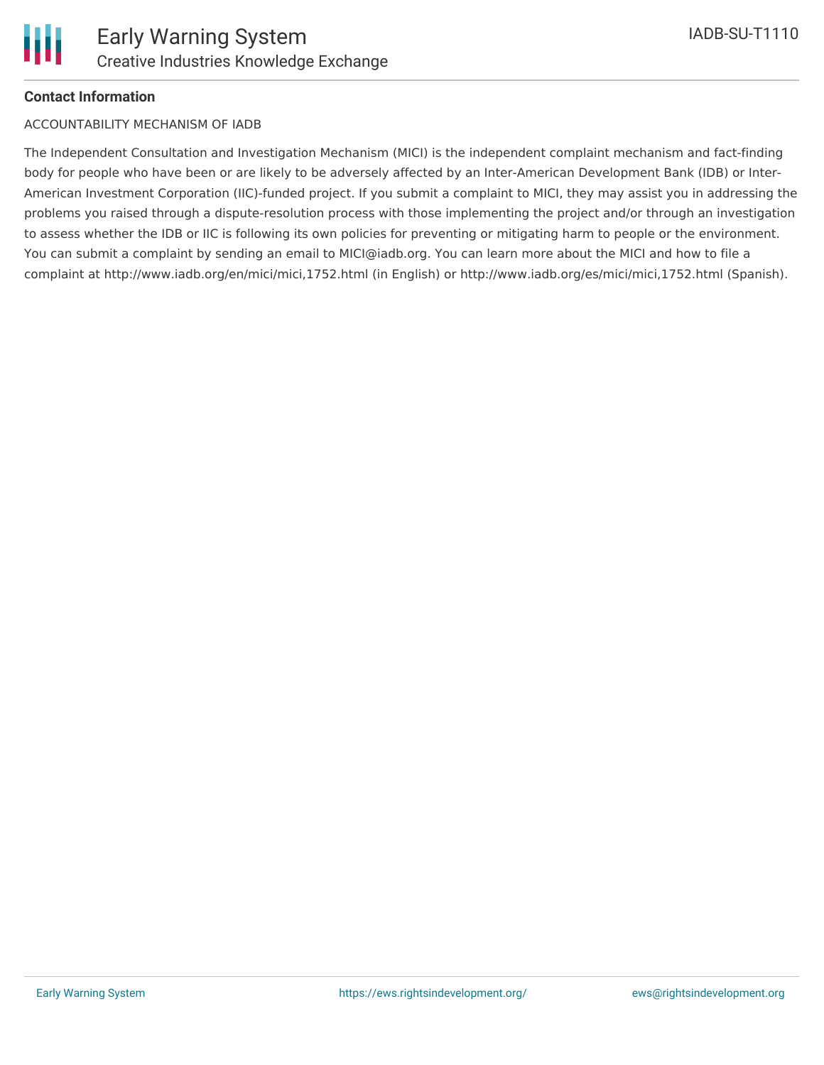**Contact Information**

ACCOUNTABILITY MECHANISM OF IADB

The Independent Consultation and Investigation Mechanism (MICI) is the independent complaint mechanism and fact-finding body for people who have been or are likely to be adversely affected by an Inter-American Development Bank (IDB) or Inter-American Investment Corporation (IIC)-funded project. If you submit a complaint to MICI, they may assist you in addressing the problems you raised through a dispute-resolution process with those implementing the project and/or through an investigation to assess whether the IDB or IIC is following its own policies for preventing or mitigating harm to people or the environment. You can submit a complaint by sending an email to MICI@iadb.org. You can learn more about the MICI and how to file a complaint at http://www.iadb.org/en/mici/mici,1752.html (in English) or http://www.iadb.org/es/mici/mici,1752.html (Spanish).